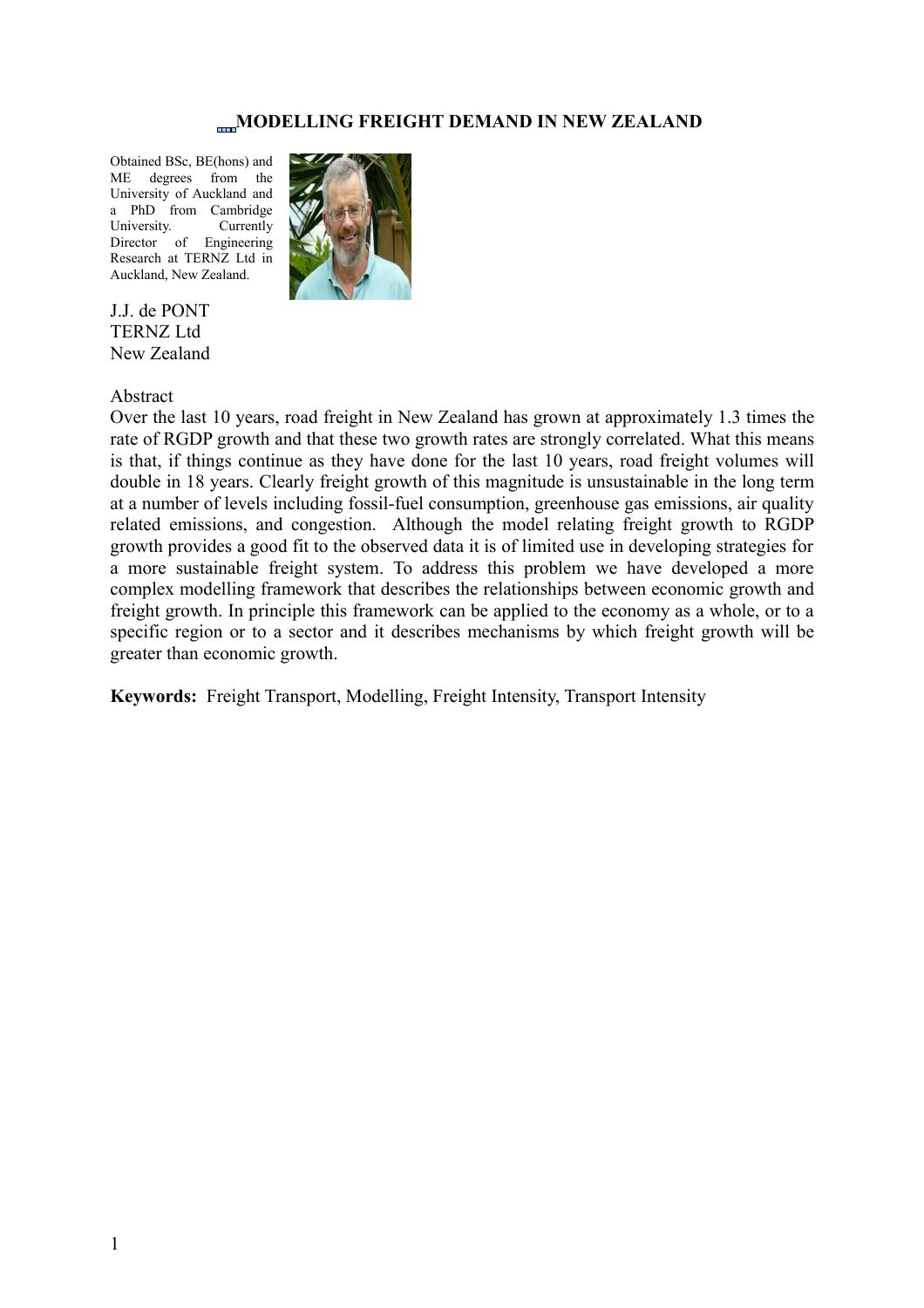# MODELLING FREIGHT DEMAND IN NEW ZEALAND

Obtained BSc, BE(hons) and ME degrees from the University of Auckland and a PhD from Cambridge University. Currently Director of Engineering Research at TERNZ Ltd in Auckland, New Zealand.

J.J. de PONT
TERNZ Ltd
New Zealand

## Abstract

Over the last 10 years, road freight in New Zealand has grown at approximately 1.3 times the rate of RGDP growth and that these two growth rates are strongly correlated. What this means is that, if things continue as they have done for the last 10 years, road freight volumes will double in 18 years. Clearly freight growth of this magnitude is unsustainable in the long term at a number of levels including fossil-fuel consumption, greenhouse gas emissions, air quality related emissions, and congestion. Although the model relating freight growth to RGDP growth provides a good fit to the observed data it is of limited use in developing strategies for a more sustainable freight system. To address this problem we have developed a more complex modelling framework that describes the relationships between economic growth and freight growth. In principle this framework can be applied to the economy as a whole, or to a specific region or to a sector and it describes mechanisms by which freight growth will be greater than economic growth.

**Keywords:** Freight Transport, Modelling, Freight Intensity, Transport Intensity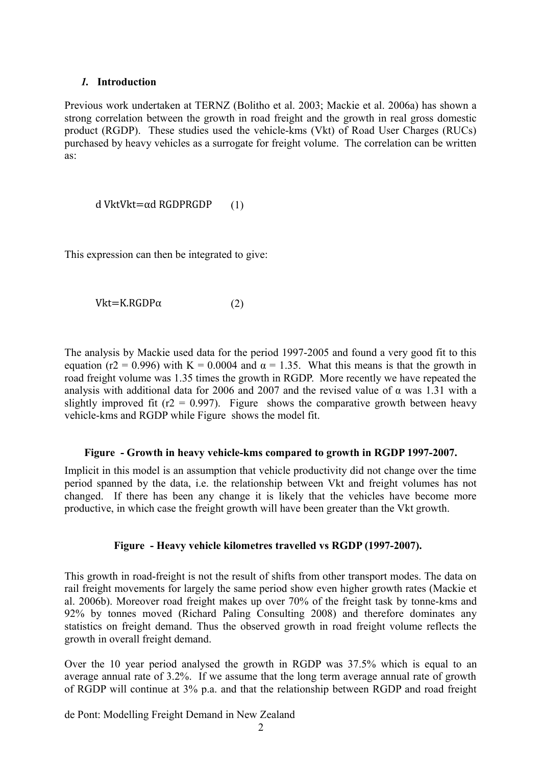## *1.* Introduction

Previous work undertaken at TERNZ (Bolitho et al. 2003; Mackie et al. 2006a) has shown a strong correlation between the growth in road freight and the growth in real gross domestic product (RGDP). These studies used the vehicle-kms (Vkt) of Road User Charges (RUCs) purchased by heavy vehicles as a surrogate for freight volume. The correlation can be written as:

$$\frac{d\,Vkt}{Vkt} = \alpha \frac{d\,RGDP}{RGDP} \qquad (1)$$

This expression can then be integrated to give:

$$Vkt = K.RGDP^{\alpha} \qquad (2)$$

The analysis by Mackie used data for the period 1997-2005 and found a very good fit to this equation ($r2 = 0.996$) with $K = 0.0004$ and $\alpha = 1.35$. What this means is that the growth in road freight volume was 1.35 times the growth in RGDP. More recently we have repeated the analysis with additional data for 2006 and 2007 and the revised value of α was 1.31 with a slightly improved fit ($r2 = 0.997$). Figure shows the comparative growth between heavy vehicle-kms and RGDP while Figure shows the model fit.

**Figure - Growth in heavy vehicle-kms compared to growth in RGDP 1997-2007.**

Implicit in this model is an assumption that vehicle productivity did not change over the time period spanned by the data, i.e. the relationship between Vkt and freight volumes has not changed. If there has been any change it is likely that the vehicles have become more productive, in which case the freight growth will have been greater than the Vkt growth.

**Figure - Heavy vehicle kilometres travelled vs RGDP (1997-2007).**

This growth in road-freight is not the result of shifts from other transport modes. The data on rail freight movements for largely the same period show even higher growth rates (Mackie et al. 2006b). Moreover road freight makes up over 70% of the freight task by tonne-kms and 92% by tonnes moved (Richard Paling Consulting 2008) and therefore dominates any statistics on freight demand. Thus the observed growth in road freight volume reflects the growth in overall freight demand.

Over the 10 year period analysed the growth in RGDP was 37.5% which is equal to an average annual rate of 3.2%. If we assume that the long term average annual rate of growth of RGDP will continue at 3% p.a. and that the relationship between RGDP and road freight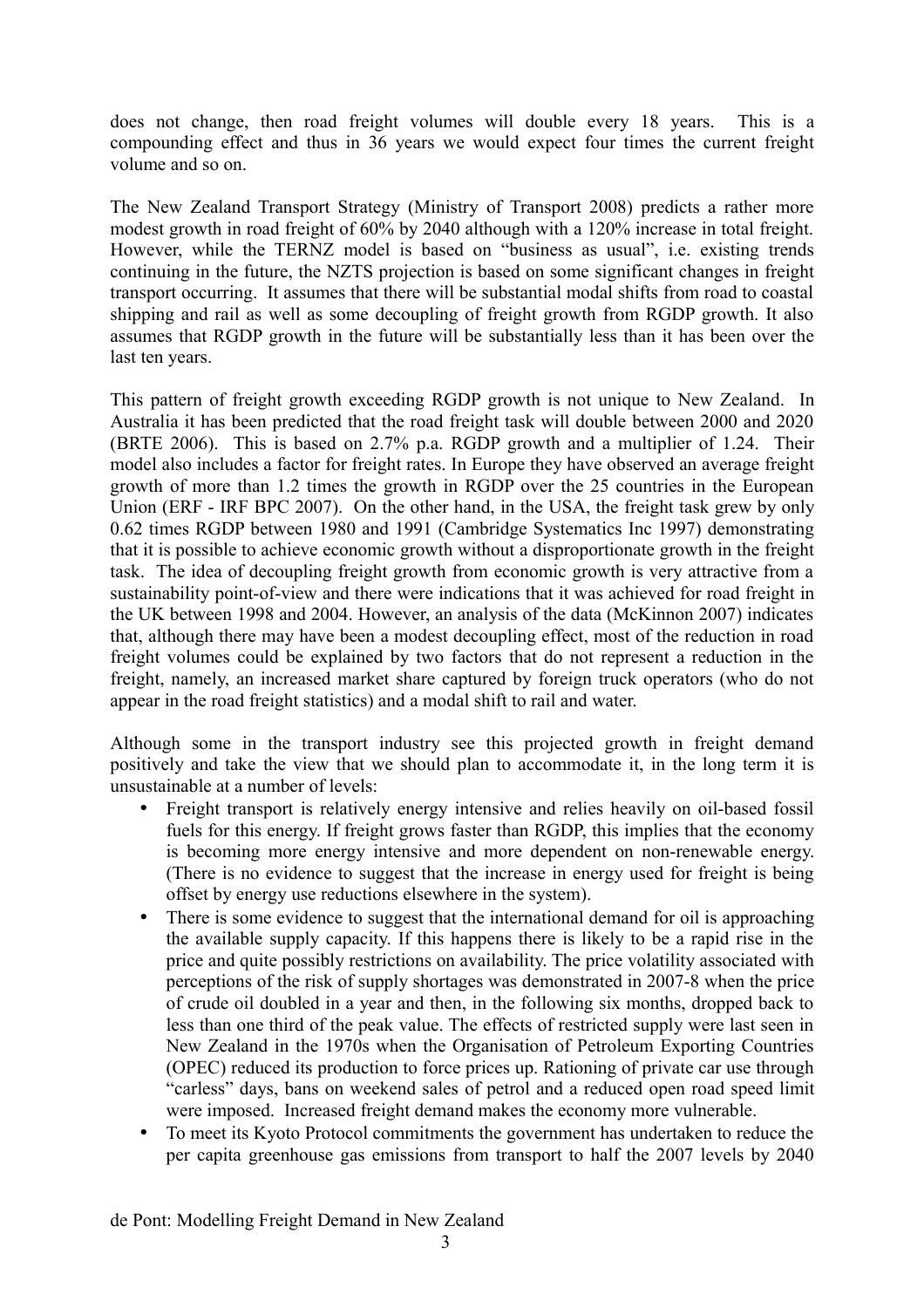does not change, then road freight volumes will double every 18 years. This is a compounding effect and thus in 36 years we would expect four times the current freight volume and so on.

The New Zealand Transport Strategy (Ministry of Transport 2008) predicts a rather more modest growth in road freight of 60% by 2040 although with a 120% increase in total freight. However, while the TERNZ model is based on "business as usual", i.e. existing trends continuing in the future, the NZTS projection is based on some significant changes in freight transport occurring. It assumes that there will be substantial modal shifts from road to coastal shipping and rail as well as some decoupling of freight growth from RGDP growth. It also assumes that RGDP growth in the future will be substantially less than it has been over the last ten years.

This pattern of freight growth exceeding RGDP growth is not unique to New Zealand. In Australia it has been predicted that the road freight task will double between 2000 and 2020 (BRTE 2006). This is based on 2.7% p.a. RGDP growth and a multiplier of 1.24. Their model also includes a factor for freight rates. In Europe they have observed an average freight growth of more than 1.2 times the growth in RGDP over the 25 countries in the European Union (ERF - IRF BPC 2007). On the other hand, in the USA, the freight task grew by only 0.62 times RGDP between 1980 and 1991 (Cambridge Systematics Inc 1997) demonstrating that it is possible to achieve economic growth without a disproportionate growth in the freight task. The idea of decoupling freight growth from economic growth is very attractive from a sustainability point-of-view and there were indications that it was achieved for road freight in the UK between 1998 and 2004. However, an analysis of the data (McKinnon 2007) indicates that, although there may have been a modest decoupling effect, most of the reduction in road freight volumes could be explained by two factors that do not represent a reduction in the freight, namely, an increased market share captured by foreign truck operators (who do not appear in the road freight statistics) and a modal shift to rail and water.

Although some in the transport industry see this projected growth in freight demand positively and take the view that we should plan to accommodate it, in the long term it is unsustainable at a number of levels:

- Freight transport is relatively energy intensive and relies heavily on oil-based fossil fuels for this energy. If freight grows faster than RGDP, this implies that the economy is becoming more energy intensive and more dependent on non-renewable energy. (There is no evidence to suggest that the increase in energy used for freight is being offset by energy use reductions elsewhere in the system).
- There is some evidence to suggest that the international demand for oil is approaching the available supply capacity. If this happens there is likely to be a rapid rise in the price and quite possibly restrictions on availability. The price volatility associated with perceptions of the risk of supply shortages was demonstrated in 2007-8 when the price of crude oil doubled in a year and then, in the following six months, dropped back to less than one third of the peak value. The effects of restricted supply were last seen in New Zealand in the 1970s when the Organisation of Petroleum Exporting Countries (OPEC) reduced its production to force prices up. Rationing of private car use through "carless" days, bans on weekend sales of petrol and a reduced open road speed limit were imposed. Increased freight demand makes the economy more vulnerable.
- To meet its Kyoto Protocol commitments the government has undertaken to reduce the per capita greenhouse gas emissions from transport to half the 2007 levels by 2040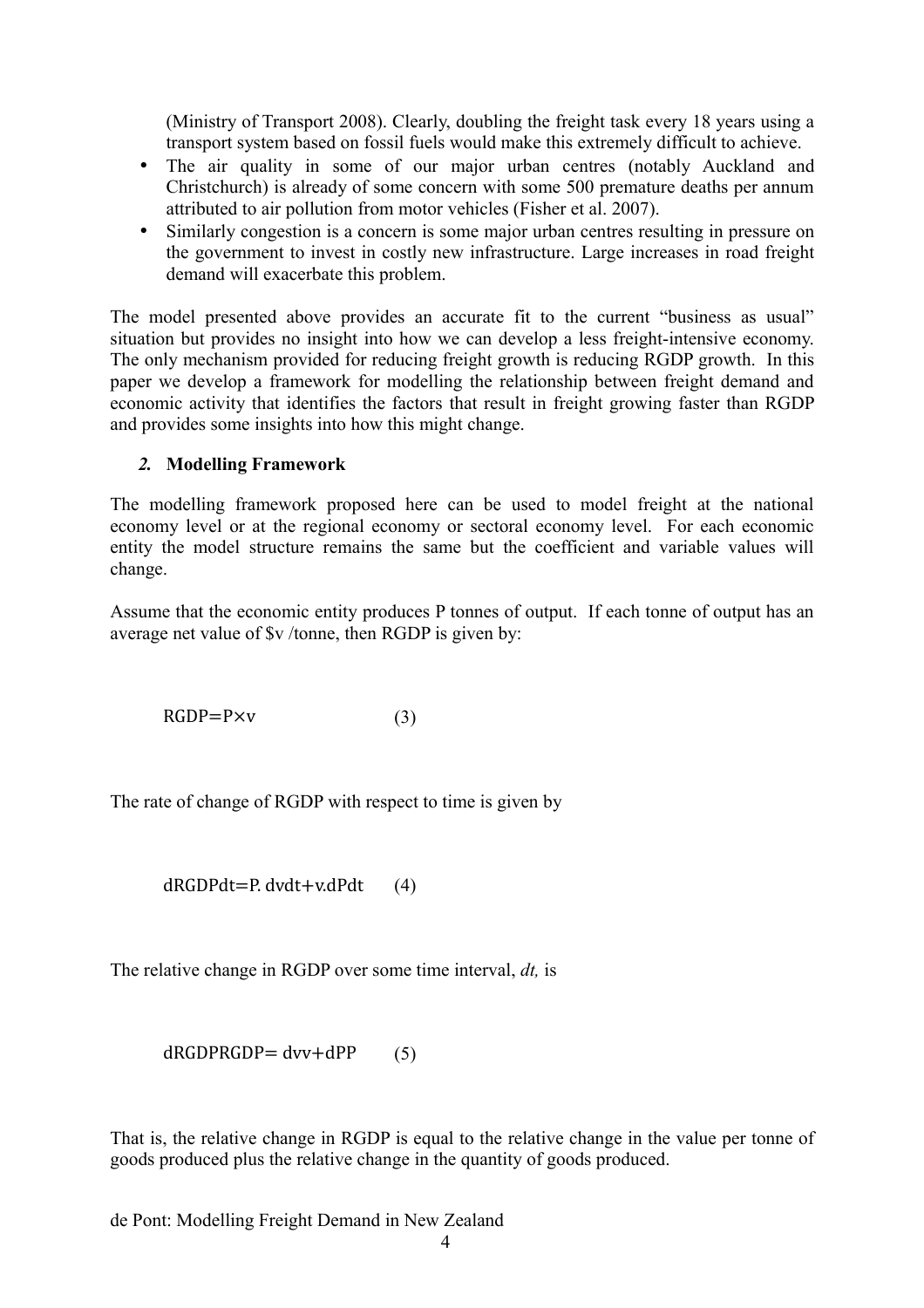(Ministry of Transport 2008). Clearly, doubling the freight task every 18 years using a transport system based on fossil fuels would make this extremely difficult to achieve.

- The air quality in some of our major urban centres (notably Auckland and Christchurch) is already of some concern with some 500 premature deaths per annum attributed to air pollution from motor vehicles (Fisher et al. 2007).
- Similarly congestion is a concern is some major urban centres resulting in pressure on the government to invest in costly new infrastructure. Large increases in road freight demand will exacerbate this problem.

The model presented above provides an accurate fit to the current "business as usual" situation but provides no insight into how we can develop a less freight-intensive economy. The only mechanism provided for reducing freight growth is reducing RGDP growth. In this paper we develop a framework for modelling the relationship between freight demand and economic activity that identifies the factors that result in freight growing faster than RGDP and provides some insights into how this might change.

## *2.* Modelling Framework

The modelling framework proposed here can be used to model freight at the national economy level or at the regional economy or sectoral economy level. For each economic entity the model structure remains the same but the coefficient and variable values will change.

Assume that the economic entity produces P tonnes of output. If each tonne of output has an average net value of $v /tonne, then RGDP is given by:

$$RGDP = P \times v \qquad (3)$$

The rate of change of RGDP with respect to time is given by

$$\frac{dRGDP}{dt} = P.\frac{dv}{dt} + v.\frac{dP}{dt} \qquad (4)$$

The relative change in RGDP over some time interval, *dt,* is

$$\frac{dRGDP}{RGDP} = \frac{dv}{v} + \frac{dP}{P} \qquad (5)$$

That is, the relative change in RGDP is equal to the relative change in the value per tonne of goods produced plus the relative change in the quantity of goods produced.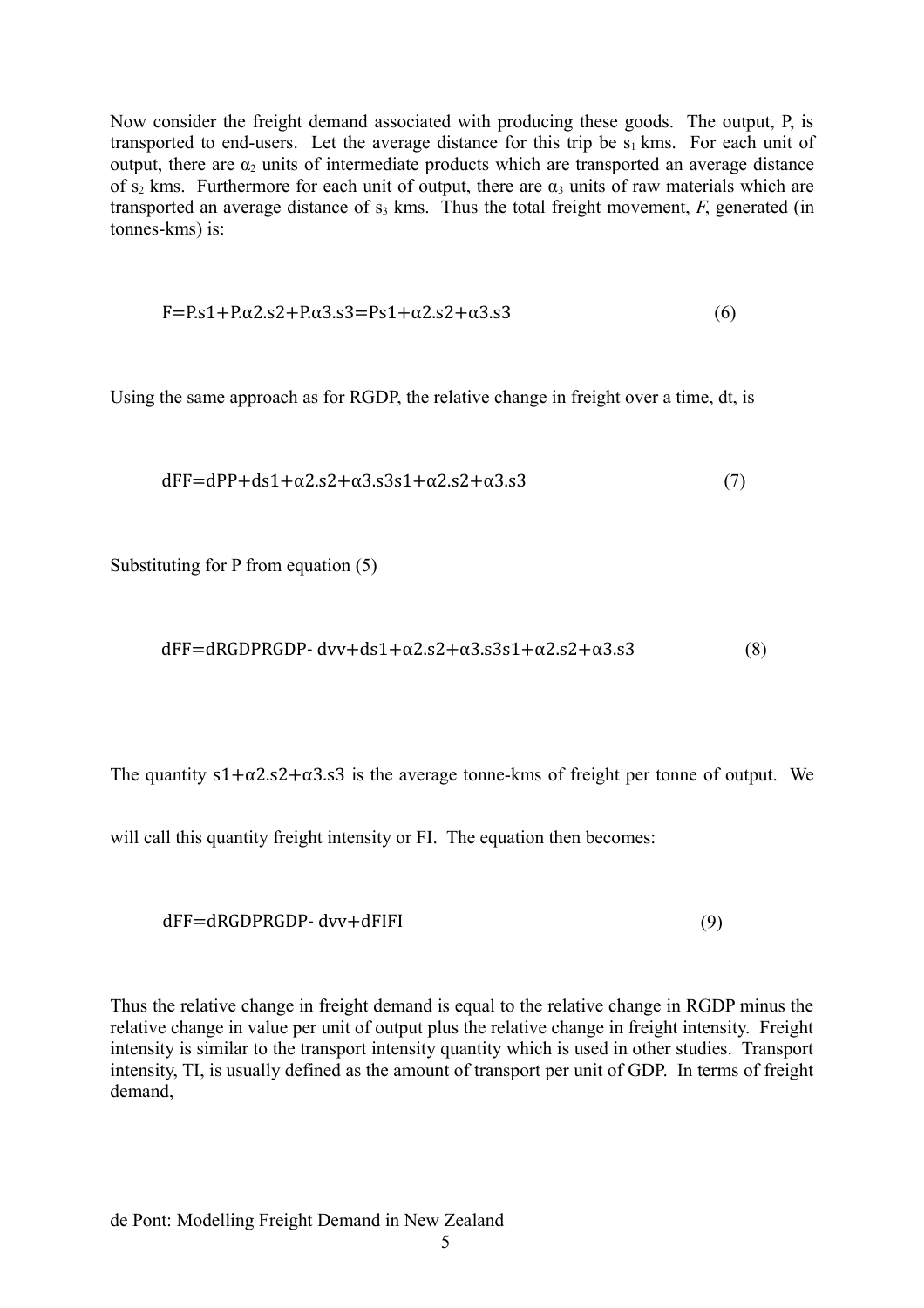Now consider the freight demand associated with producing these goods. The output, P, is transported to end-users. Let the average distance for this trip be $s_1$ kms. For each unit of output, there are $\alpha_2$ units of intermediate products which are transported an average distance of $s_2$ kms. Furthermore for each unit of output, there are $\alpha_3$ units of raw materials which are transported an average distance of $s_3$ kms. Thus the total freight movement, *F*, generated (in tonnes-kms) is:

$$F = P.s_1 + P.\alpha_2.s_2 + P.\alpha_3.s_3 = P(s_1 + \alpha_2.s_2 + \alpha_3.s_3) \qquad (6)$$

Using the same approach as for RGDP, the relative change in freight over a time, dt, is

$$\frac{dF}{F} = \frac{dP}{P} + \frac{d(s_1 + \alpha_2.s_2 + \alpha_3.s_3)}{s_1 + \alpha_2.s_2 + \alpha_3.s_3} \qquad (7)$$

Substituting for P from equation (5)

$$\frac{dF}{F} = \frac{dRGDP}{RGDP} - \frac{dv}{v} + \frac{d(s_1 + \alpha_2.s_2 + \alpha_3.s_3)}{s_1 + \alpha_2.s_2 + \alpha_3.s_3} \qquad (8)$$

The quantity $s_1 + \alpha_2.s_2 + \alpha_3.s_3$ is the average tonne-kms of freight per tonne of output. We will call this quantity freight intensity or FI. The equation then becomes:

$$\frac{dF}{F} = \frac{dRGDP}{RGDP} - \frac{dv}{v} + \frac{dFI}{FI} \qquad (9)$$

Thus the relative change in freight demand is equal to the relative change in RGDP minus the relative change in value per unit of output plus the relative change in freight intensity. Freight intensity is similar to the transport intensity quantity which is used in other studies. Transport intensity, TI, is usually defined as the amount of transport per unit of GDP. In terms of freight demand,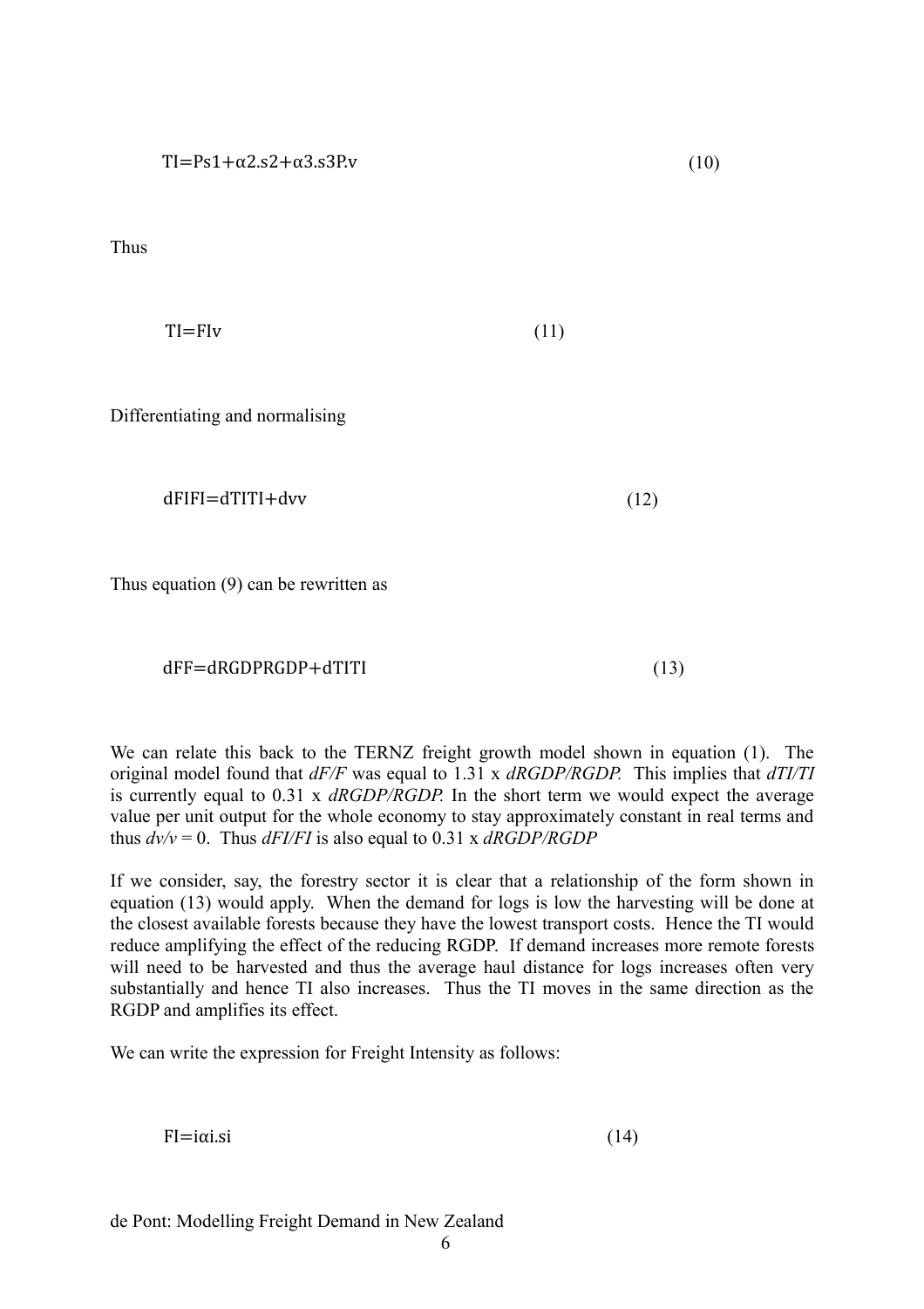$$TI = \frac{P(s_1 + \alpha_2.s_2 + \alpha_3.s_3)}{P.v} \qquad (10)$$

Thus

$$TI = \frac{FI}{v} \qquad (11)$$

Differentiating and normalising

$$\frac{dFI}{FI} = \frac{dTI}{TI} + \frac{dv}{v} \qquad (12)$$

Thus equation (9) can be rewritten as

$$\frac{dF}{F} = \frac{dRGDP}{RGDP} + \frac{dTI}{TI} \qquad (13)$$

We can relate this back to the TERNZ freight growth model shown in equation (1). The original model found that $dF/F$ was equal to 1.31 x $dRGDP/RGDP$. This implies that $dTI/TI$ is currently equal to 0.31 x $dRGDP/RGDP$. In the short term we would expect the average value per unit output for the whole economy to stay approximately constant in real terms and thus $dv/v = 0$. Thus $dFI/FI$ is also equal to 0.31 x $dRGDP/RGDP$

If we consider, say, the forestry sector it is clear that a relationship of the form shown in equation (13) would apply. When the demand for logs is low the harvesting will be done at the closest available forests because they have the lowest transport costs. Hence the TI would reduce amplifying the effect of the reducing RGDP. If demand increases more remote forests will need to be harvested and thus the average haul distance for logs increases often very substantially and hence TI also increases. Thus the TI moves in the same direction as the RGDP and amplifies its effect.

We can write the expression for Freight Intensity as follows:

$$FI = \sum_i \alpha_i.s_i \qquad (14)$$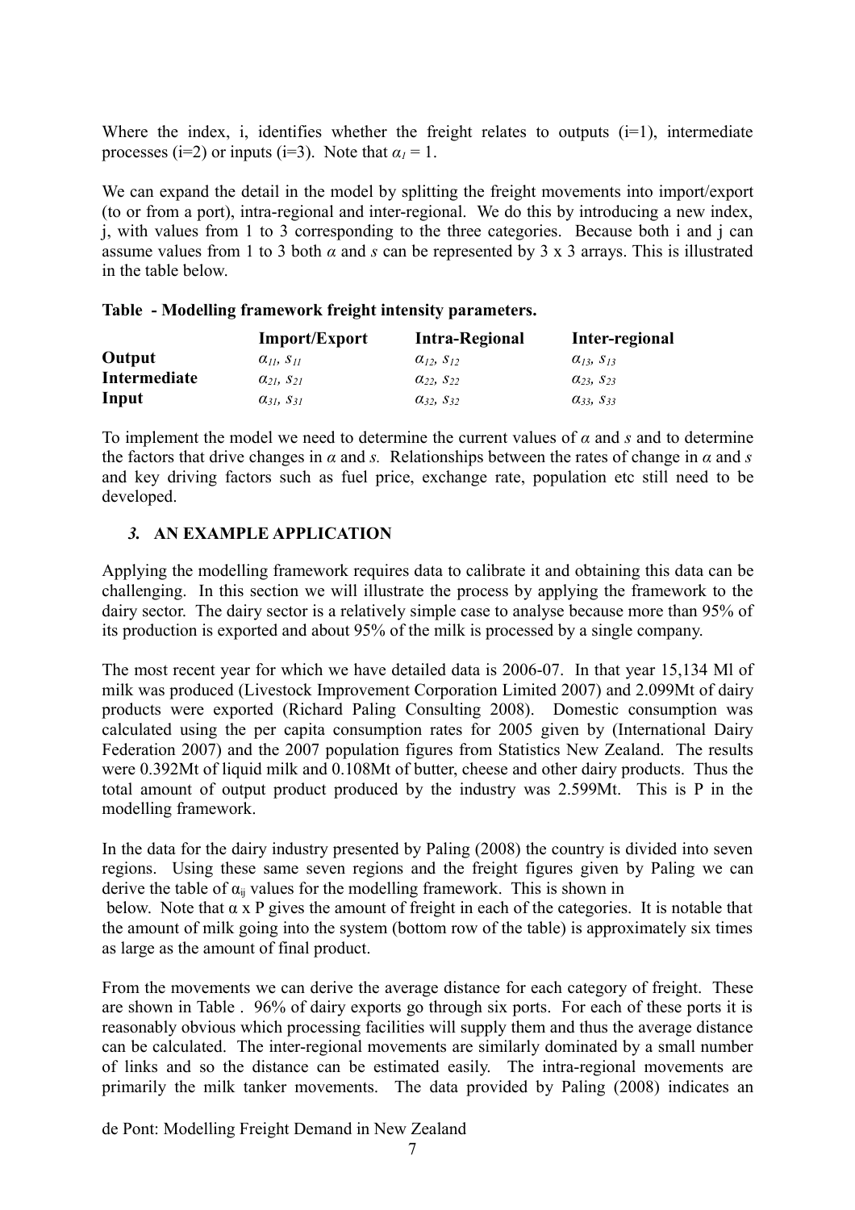Where the index, i, identifies whether the freight relates to outputs (i=1), intermediate processes (i=2) or inputs (i=3). Note that $\alpha_1 = 1$.

We can expand the detail in the model by splitting the freight movements into import/export (to or from a port), intra-regional and inter-regional. We do this by introducing a new index, j, with values from 1 to 3 corresponding to the three categories. Because both i and j can assume values from 1 to 3 both $\alpha$ and $s$ can be represented by 3 x 3 arrays. This is illustrated in the table below.

**Table - Modelling framework freight intensity parameters.**

| | **Import/Export** | **Intra-Regional** | **Inter-regional** |
|---|---|---|---|
| **Output** | $\alpha_{11}, s_{11}$ | $\alpha_{12}, s_{12}$ | $\alpha_{13}, s_{13}$ |
| **Intermediate** | $\alpha_{21}, s_{21}$ | $\alpha_{22}, s_{22}$ | $\alpha_{23}, s_{23}$ |
| **Input** | $\alpha_{31}, s_{31}$ | $\alpha_{32}, s_{32}$ | $\alpha_{33}, s_{33}$ |

To implement the model we need to determine the current values of $\alpha$ and $s$ and to determine the factors that drive changes in $\alpha$ and $s$. Relationships between the rates of change in $\alpha$ and $s$ and key driving factors such as fuel price, exchange rate, population etc still need to be developed.

## *3.* AN EXAMPLE APPLICATION

Applying the modelling framework requires data to calibrate it and obtaining this data can be challenging. In this section we will illustrate the process by applying the framework to the dairy sector. The dairy sector is a relatively simple case to analyse because more than 95% of its production is exported and about 95% of the milk is processed by a single company.

The most recent year for which we have detailed data is 2006-07. In that year 15,134 Ml of milk was produced (Livestock Improvement Corporation Limited 2007) and 2.099Mt of dairy products were exported (Richard Paling Consulting 2008). Domestic consumption was calculated using the per capita consumption rates for 2005 given by (International Dairy Federation 2007) and the 2007 population figures from Statistics New Zealand. The results were 0.392Mt of liquid milk and 0.108Mt of butter, cheese and other dairy products. Thus the total amount of output product produced by the industry was 2.599Mt. This is P in the modelling framework.

In the data for the dairy industry presented by Paling (2008) the country is divided into seven regions. Using these same seven regions and the freight figures given by Paling we can derive the table of $\alpha_{ij}$ values for the modelling framework. This is shown in below. Note that $\alpha$ x P gives the amount of freight in each of the categories. It is notable that the amount of milk going into the system (bottom row of the table) is approximately six times as large as the amount of final product.

From the movements we can derive the average distance for each category of freight. These are shown in Table . 96% of dairy exports go through six ports. For each of these ports it is reasonably obvious which processing facilities will supply them and thus the average distance can be calculated. The inter-regional movements are similarly dominated by a small number of links and so the distance can be estimated easily. The intra-regional movements are primarily the milk tanker movements. The data provided by Paling (2008) indicates an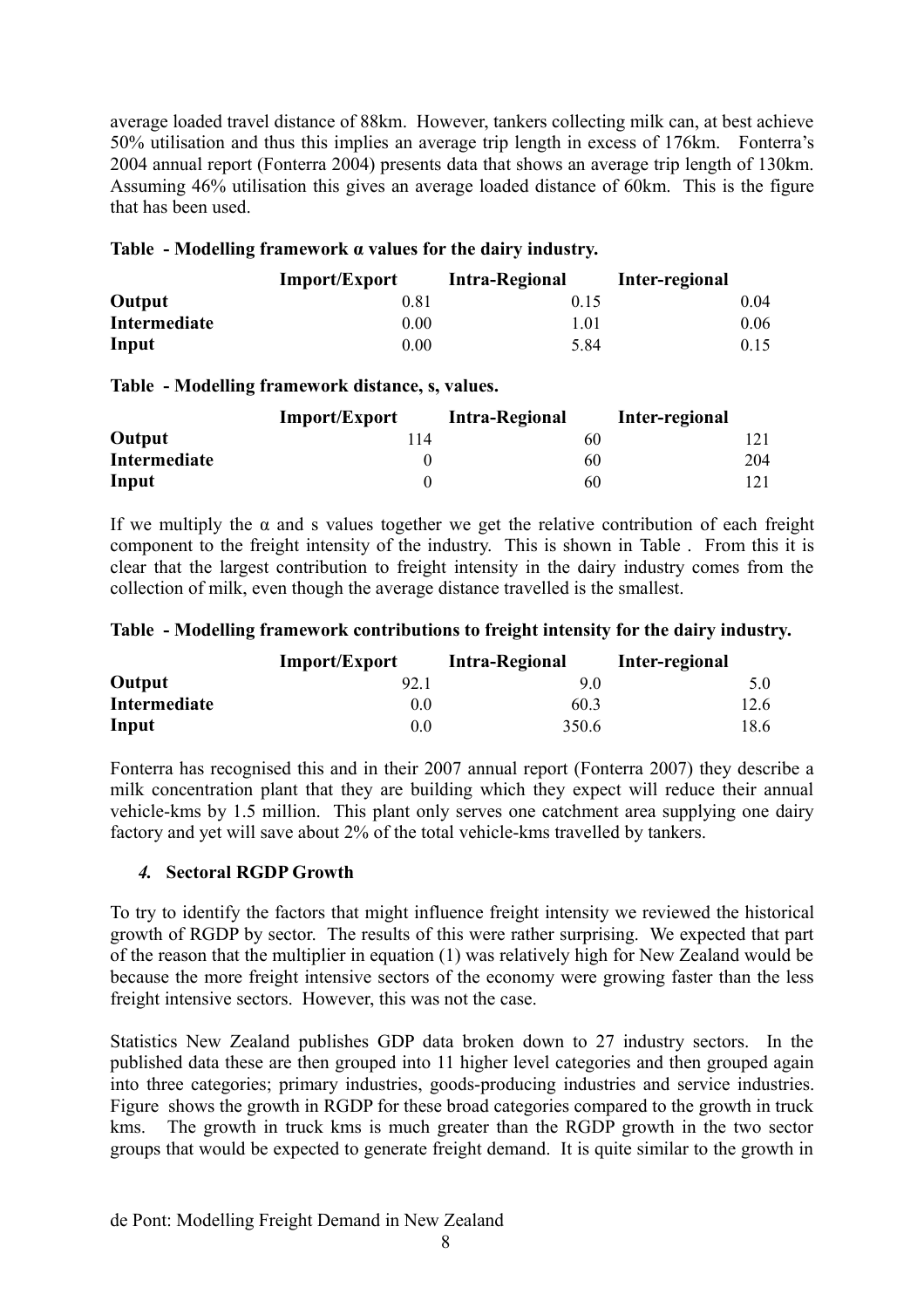average loaded travel distance of 88km. However, tankers collecting milk can, at best achieve 50% utilisation and thus this implies an average trip length in excess of 176km. Fonterra's 2004 annual report (Fonterra 2004) presents data that shows an average trip length of 130km. Assuming 46% utilisation this gives an average loaded distance of 60km. This is the figure that has been used.

**Table - Modelling framework α values for the dairy industry.**

| | Import/Export | Intra-Regional | Inter-regional |
|---|---|---|---|
| **Output** | 0.81 | 0.15 | 0.04 |
| **Intermediate** | 0.00 | 1.01 | 0.06 |
| **Input** | 0.00 | 5.84 | 0.15 |

**Table - Modelling framework distance, s, values.**

| | Import/Export | Intra-Regional | Inter-regional |
|---|---|---|---|
| **Output** | 114 | 60 | 121 |
| **Intermediate** | 0 | 60 | 204 |
| **Input** | 0 | 60 | 121 |

If we multiply the α and s values together we get the relative contribution of each freight component to the freight intensity of the industry. This is shown in Table . From this it is clear that the largest contribution to freight intensity in the dairy industry comes from the collection of milk, even though the average distance travelled is the smallest.

**Table - Modelling framework contributions to freight intensity for the dairy industry.**

| | Import/Export | Intra-Regional | Inter-regional |
|---|---|---|---|
| **Output** | 92.1 | 9.0 | 5.0 |
| **Intermediate** | 0.0 | 60.3 | 12.6 |
| **Input** | 0.0 | 350.6 | 18.6 |

Fonterra has recognised this and in their 2007 annual report (Fonterra 2007) they describe a milk concentration plant that they are building which they expect will reduce their annual vehicle-kms by 1.5 million. This plant only serves one catchment area supplying one dairy factory and yet will save about 2% of the total vehicle-kms travelled by tankers.

## *4.* Sectoral RGDP Growth

To try to identify the factors that might influence freight intensity we reviewed the historical growth of RGDP by sector. The results of this were rather surprising. We expected that part of the reason that the multiplier in equation (1) was relatively high for New Zealand would be because the more freight intensive sectors of the economy were growing faster than the less freight intensive sectors. However, this was not the case.

Statistics New Zealand publishes GDP data broken down to 27 industry sectors. In the published data these are then grouped into 11 higher level categories and then grouped again into three categories; primary industries, goods-producing industries and service industries. Figure shows the growth in RGDP for these broad categories compared to the growth in truck kms. The growth in truck kms is much greater than the RGDP growth in the two sector groups that would be expected to generate freight demand. It is quite similar to the growth in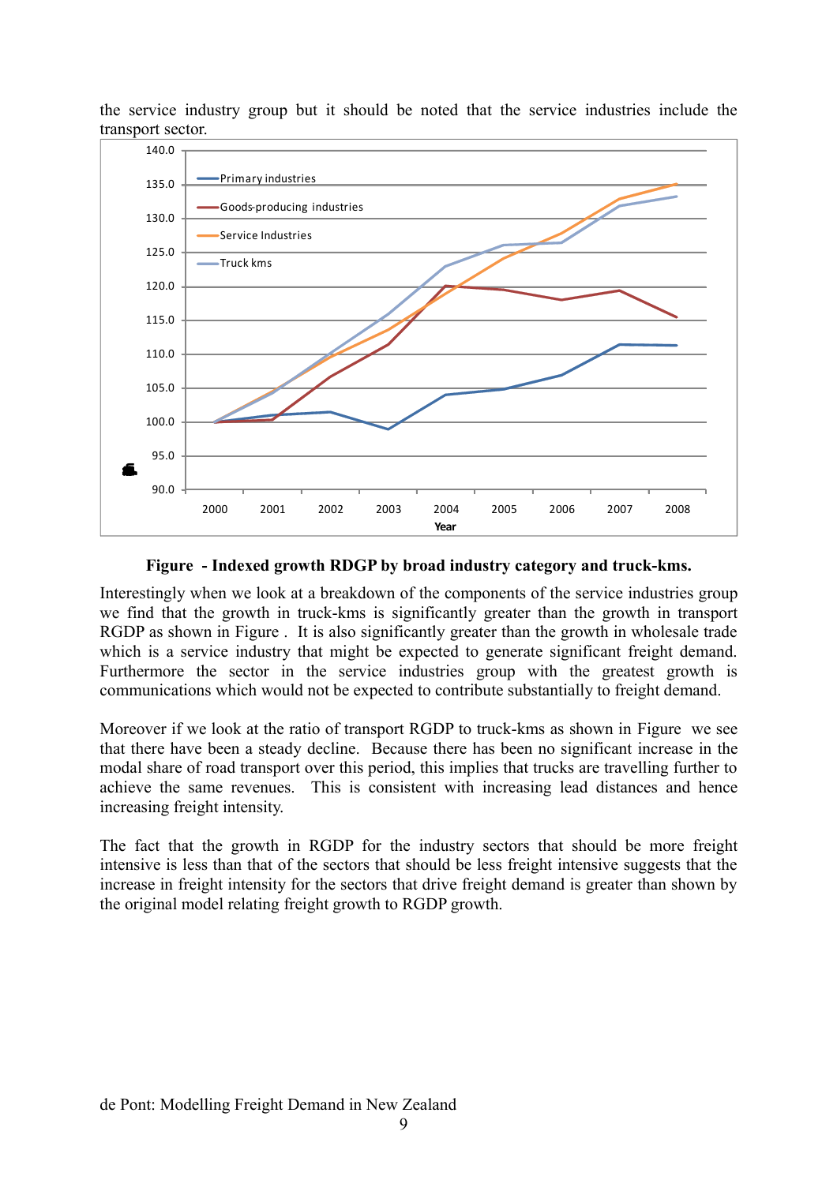the service industry group but it should be noted that the service industries include the transport sector.

**Figure - Indexed growth RDGP by broad industry category and truck-kms.**

Interestingly when we look at a breakdown of the components of the service industries group we find that the growth in truck-kms is significantly greater than the growth in transport RGDP as shown in Figure . It is also significantly greater than the growth in wholesale trade which is a service industry that might be expected to generate significant freight demand. Furthermore the sector in the service industries group with the greatest growth is communications which would not be expected to contribute substantially to freight demand.

Moreover if we look at the ratio of transport RGDP to truck-kms as shown in Figure we see that there have been a steady decline. Because there has been no significant increase in the modal share of road transport over this period, this implies that trucks are travelling further to achieve the same revenues. This is consistent with increasing lead distances and hence increasing freight intensity.

The fact that the growth in RGDP for the industry sectors that should be more freight intensive is less than that of the sectors that should be less freight intensive suggests that the increase in freight intensity for the sectors that drive freight demand is greater than shown by the original model relating freight growth to RGDP growth.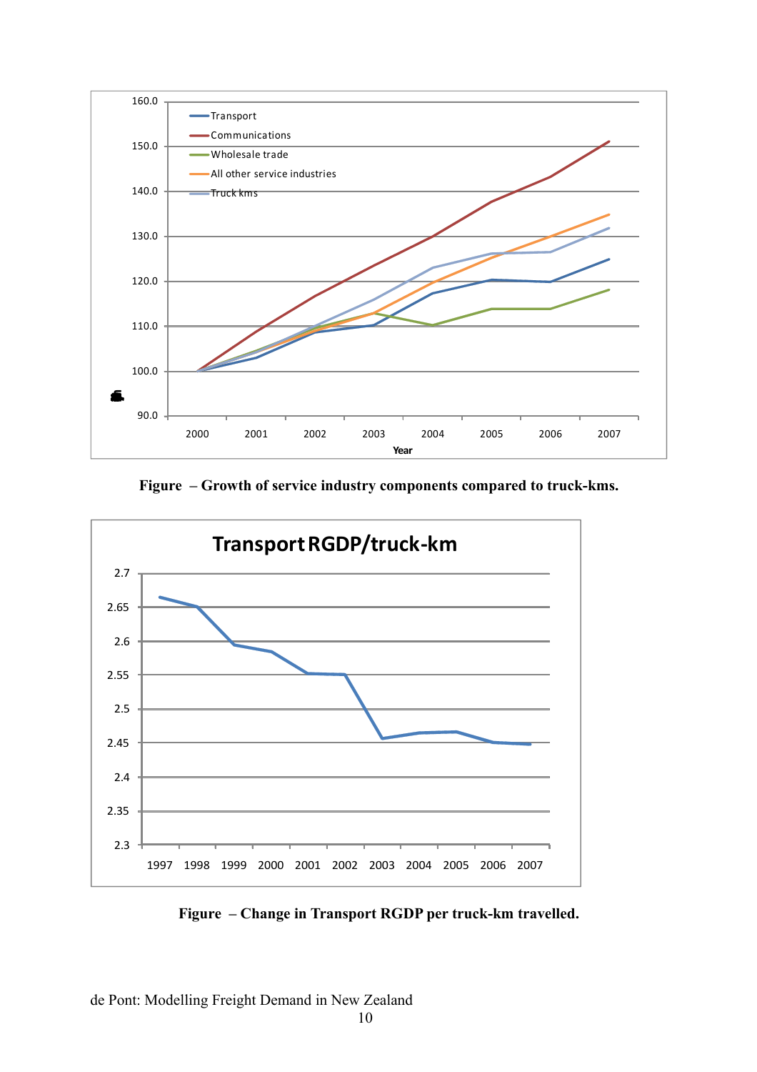Figure – Growth of service industry components compared to truck-kms.

Figure – Change in Transport RGDP per truck-km travelled.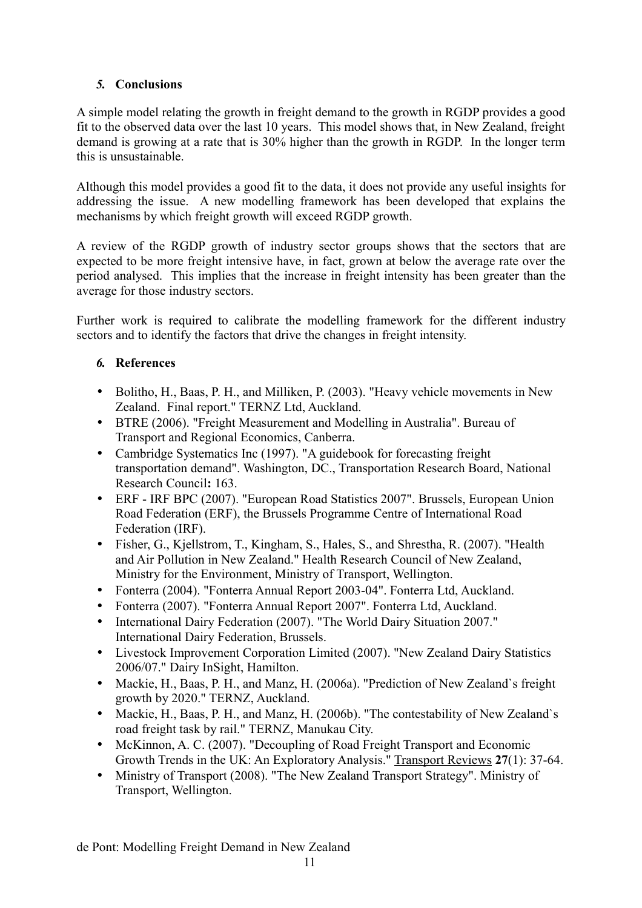## *5.* Conclusions

A simple model relating the growth in freight demand to the growth in RGDP provides a good fit to the observed data over the last 10 years. This model shows that, in New Zealand, freight demand is growing at a rate that is 30% higher than the growth in RGDP. In the longer term this is unsustainable.

Although this model provides a good fit to the data, it does not provide any useful insights for addressing the issue. A new modelling framework has been developed that explains the mechanisms by which freight growth will exceed RGDP growth.

A review of the RGDP growth of industry sector groups shows that the sectors that are expected to be more freight intensive have, in fact, grown at below the average rate over the period analysed. This implies that the increase in freight intensity has been greater than the average for those industry sectors.

Further work is required to calibrate the modelling framework for the different industry sectors and to identify the factors that drive the changes in freight intensity.

## *6.* References

- Bolitho, H., Baas, P. H., and Milliken, P. (2003). "Heavy vehicle movements in New Zealand. Final report." TERNZ Ltd, Auckland.
- BTRE (2006). "Freight Measurement and Modelling in Australia". Bureau of Transport and Regional Economics, Canberra.
- Cambridge Systematics Inc (1997). "A guidebook for forecasting freight transportation demand". Washington, DC., Transportation Research Board, National Research Council**:** 163.
- ERF - IRF BPC (2007). "European Road Statistics 2007". Brussels, European Union Road Federation (ERF), the Brussels Programme Centre of International Road Federation (IRF).
- Fisher, G., Kjellstrom, T., Kingham, S., Hales, S., and Shrestha, R. (2007). "Health and Air Pollution in New Zealand." Health Research Council of New Zealand, Ministry for the Environment, Ministry of Transport, Wellington.
- Fonterra (2004). "Fonterra Annual Report 2003-04". Fonterra Ltd, Auckland.
- Fonterra (2007). "Fonterra Annual Report 2007". Fonterra Ltd, Auckland.
- International Dairy Federation (2007). "The World Dairy Situation 2007." International Dairy Federation, Brussels.
- Livestock Improvement Corporation Limited (2007). "New Zealand Dairy Statistics 2006/07." Dairy InSight, Hamilton.
- Mackie, H., Baas, P. H., and Manz, H. (2006a). "Prediction of New Zealand`s freight growth by 2020." TERNZ, Auckland.
- Mackie, H., Baas, P. H., and Manz, H. (2006b). "The contestability of New Zealand`s road freight task by rail." TERNZ, Manukau City.
- McKinnon, A. C. (2007). "Decoupling of Road Freight Transport and Economic Growth Trends in the UK: An Exploratory Analysis." Transport Reviews **27**(1): 37-64.
- Ministry of Transport (2008). "The New Zealand Transport Strategy". Ministry of Transport, Wellington.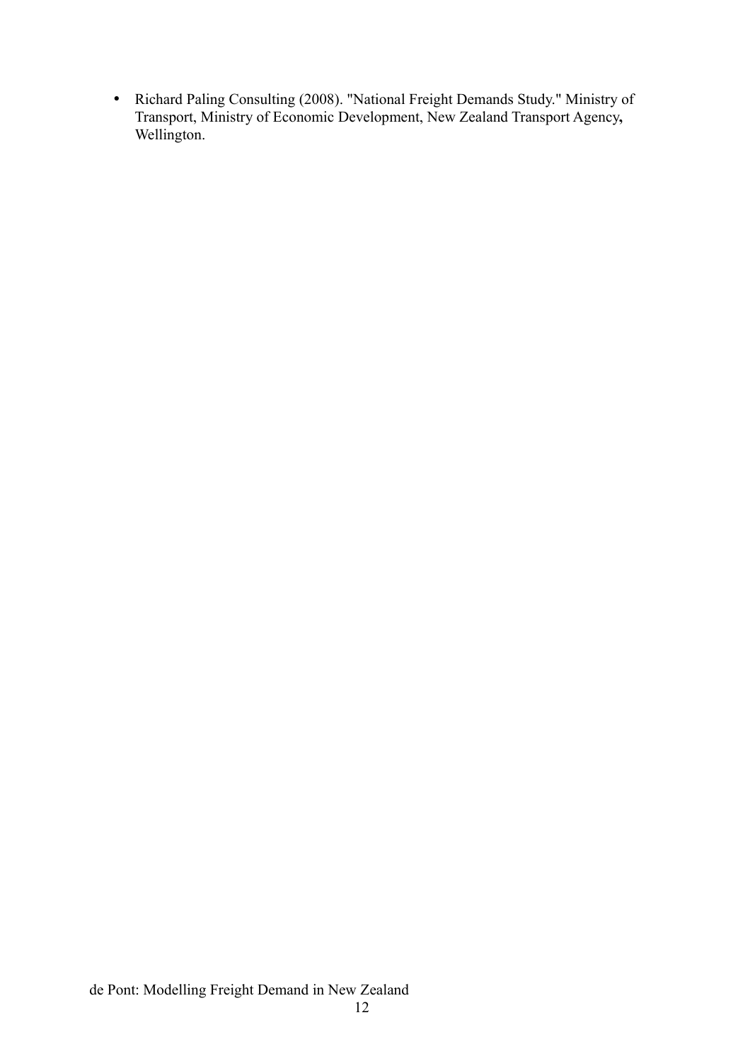- Richard Paling Consulting (2008). "National Freight Demands Study." Ministry of Transport, Ministry of Economic Development, New Zealand Transport Agency**,** Wellington.